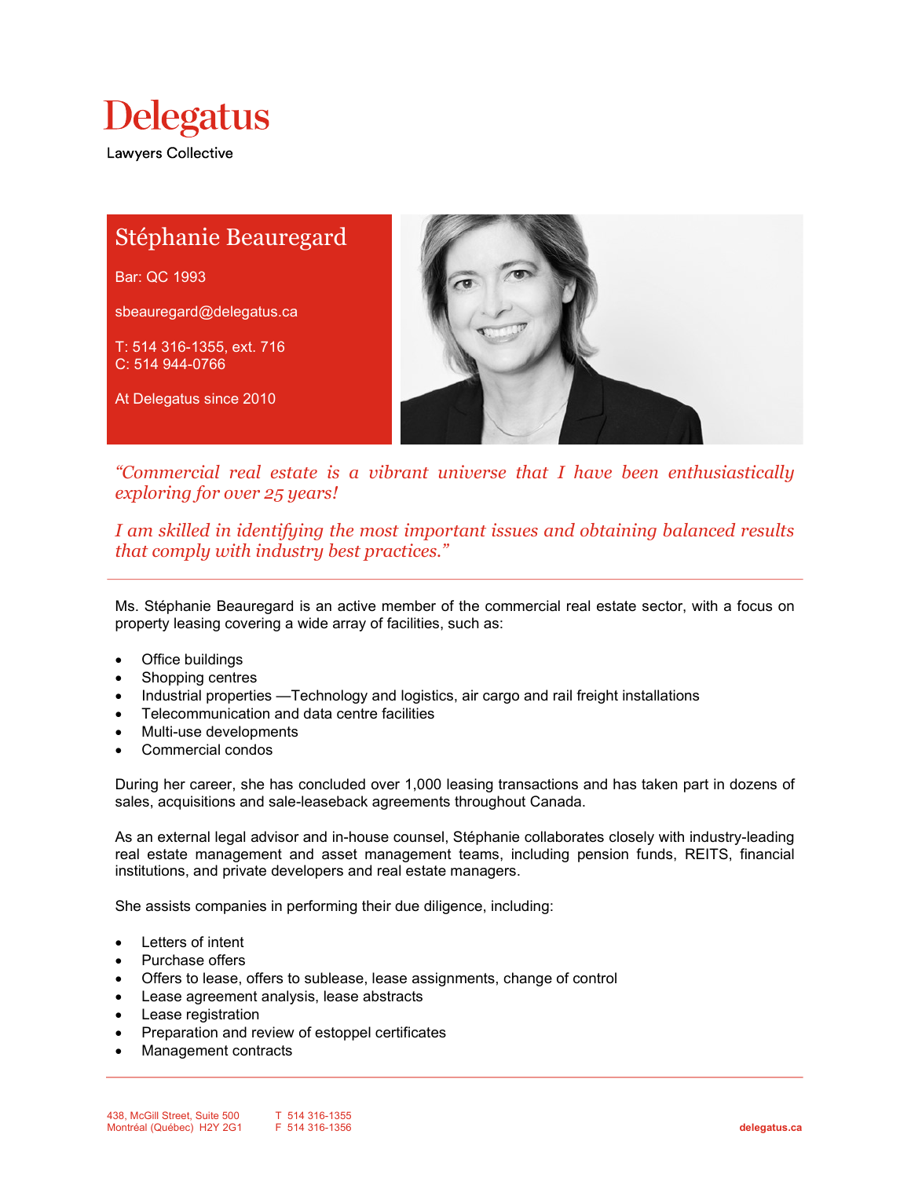# Delegatus

Lawyers Collective

## Stéphanie Beauregard

Bar: QC 1993

sbeauregard@delegatus.ca

T: 514 316-1355, ext. 716
C: 514 944-0766

At Delegatus since 2010

*"Commercial real estate is a vibrant universe that I have been enthusiastically exploring for over 25 years!*

*I am skilled in identifying the most important issues and obtaining balanced results that comply with industry best practices."*

---

Ms. Stéphanie Beauregard is an active member of the commercial real estate sector, with a focus on property leasing covering a wide array of facilities, such as:

- Office buildings
- Shopping centres
- Industrial properties —Technology and logistics, air cargo and rail freight installations
- Telecommunication and data centre facilities
- Multi-use developments
- Commercial condos

During her career, she has concluded over 1,000 leasing transactions and has taken part in dozens of sales, acquisitions and sale-leaseback agreements throughout Canada.

As an external legal advisor and in-house counsel, Stéphanie collaborates closely with industry-leading real estate management and asset management teams, including pension funds, REITS, financial institutions, and private developers and real estate managers.

She assists companies in performing their due diligence, including:

- Letters of intent
- Purchase offers
- Offers to lease, offers to sublease, lease assignments, change of control
- Lease agreement analysis, lease abstracts
- Lease registration
- Preparation and review of estoppel certificates
- Management contracts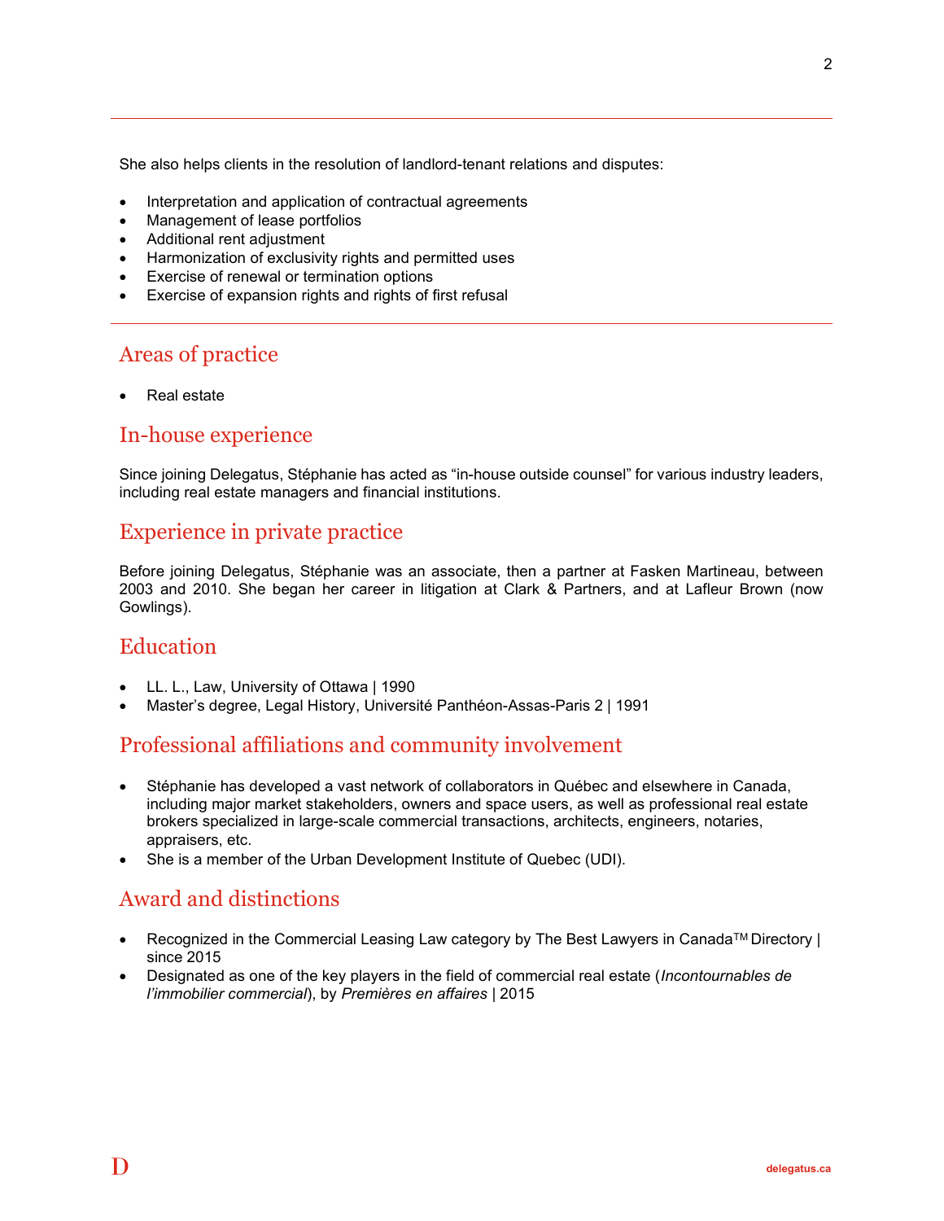She also helps clients in the resolution of landlord-tenant relations and disputes:

- Interpretation and application of contractual agreements
- Management of lease portfolios
- Additional rent adjustment
- Harmonization of exclusivity rights and permitted uses
- Exercise of renewal or termination options
- Exercise of expansion rights and rights of first refusal

## Areas of practice

- Real estate

## In-house experience

Since joining Delegatus, Stéphanie has acted as "in-house outside counsel" for various industry leaders, including real estate managers and financial institutions.

## Experience in private practice

Before joining Delegatus, Stéphanie was an associate, then a partner at Fasken Martineau, between 2003 and 2010. She began her career in litigation at Clark & Partners, and at Lafleur Brown (now Gowlings).

## Education

- LL. L., Law, University of Ottawa | 1990
- Master's degree, Legal History, Université Panthéon-Assas-Paris 2 | 1991

## Professional affiliations and community involvement

- Stéphanie has developed a vast network of collaborators in Québec and elsewhere in Canada, including major market stakeholders, owners and space users, as well as professional real estate brokers specialized in large-scale commercial transactions, architects, engineers, notaries, appraisers, etc.
- She is a member of the Urban Development Institute of Quebec (UDI).

## Award and distinctions

- Recognized in the Commercial Leasing Law category by The Best Lawyers in Canada™ Directory | since 2015
- Designated as one of the key players in the field of commercial real estate (*Incontournables de l'immobilier commercial*), by *Premières en affaires* | 2015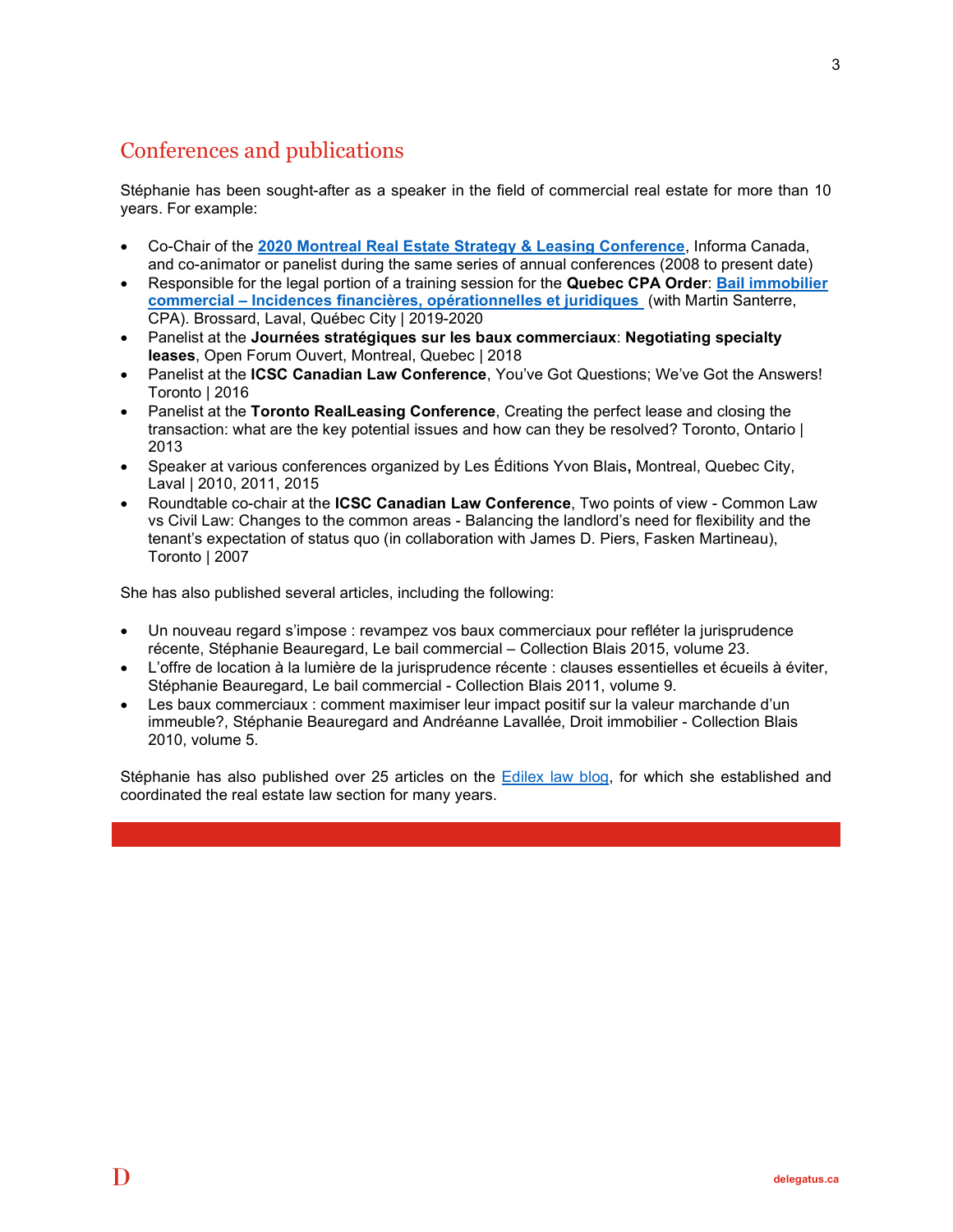## Conferences and publications

Stéphanie has been sought-after as a speaker in the field of commercial real estate for more than 10 years. For example:

- Co-Chair of the **2020 Montreal Real Estate Strategy & Leasing Conference**, Informa Canada, and co-animator or panelist during the same series of annual conferences (2008 to present date)
- Responsible for the legal portion of a training session for the **Quebec CPA Order**: **Bail immobilier commercial – Incidences financières, opérationnelles et juridiques** (with Martin Santerre, CPA). Brossard, Laval, Québec City | 2019-2020
- Panelist at the **Journées stratégiques sur les baux commerciaux**: **Negotiating specialty leases**, Open Forum Ouvert, Montreal, Quebec | 2018
- Panelist at the **ICSC Canadian Law Conference**, You've Got Questions; We've Got the Answers! Toronto | 2016
- Panelist at the **Toronto RealLeasing Conference**, Creating the perfect lease and closing the transaction: what are the key potential issues and how can they be resolved? Toronto, Ontario | 2013
- Speaker at various conferences organized by Les Éditions Yvon Blais**,** Montreal, Quebec City, Laval | 2010, 2011, 2015
- Roundtable co-chair at the **ICSC Canadian Law Conference**, Two points of view - Common Law vs Civil Law: Changes to the common areas - Balancing the landlord's need for flexibility and the tenant's expectation of status quo (in collaboration with James D. Piers, Fasken Martineau), Toronto | 2007

She has also published several articles, including the following:

- Un nouveau regard s'impose : revampez vos baux commerciaux pour refléter la jurisprudence récente, Stéphanie Beauregard, Le bail commercial – Collection Blais 2015, volume 23.
- L'offre de location à la lumière de la jurisprudence récente : clauses essentielles et écueils à éviter, Stéphanie Beauregard, Le bail commercial - Collection Blais 2011, volume 9.
- Les baux commerciaux : comment maximiser leur impact positif sur la valeur marchande d'un immeuble?, Stéphanie Beauregard and Andréanne Lavallée, Droit immobilier - Collection Blais 2010, volume 5.

Stéphanie has also published over 25 articles on the Edilex law blog, for which she established and coordinated the real estate law section for many years.